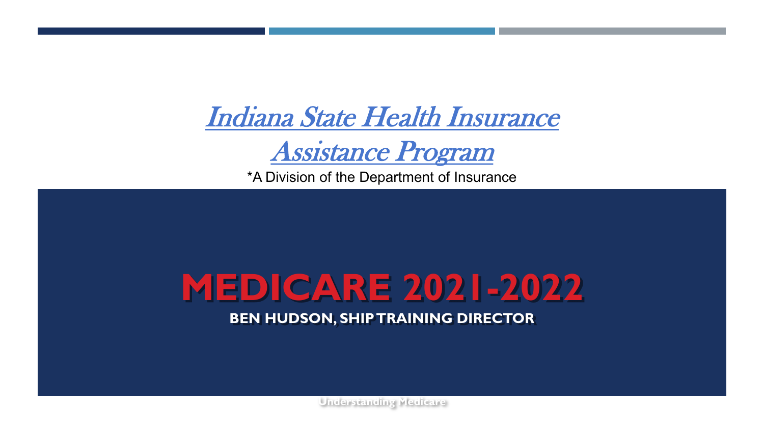[Indiana State Health Insurance Assistance Program]

*A Division of the Department of Insurance

# MEDICARE 2021-2022

**BEN HUDSON, SHIP TRAINING DIRECTOR**

Understanding Medicare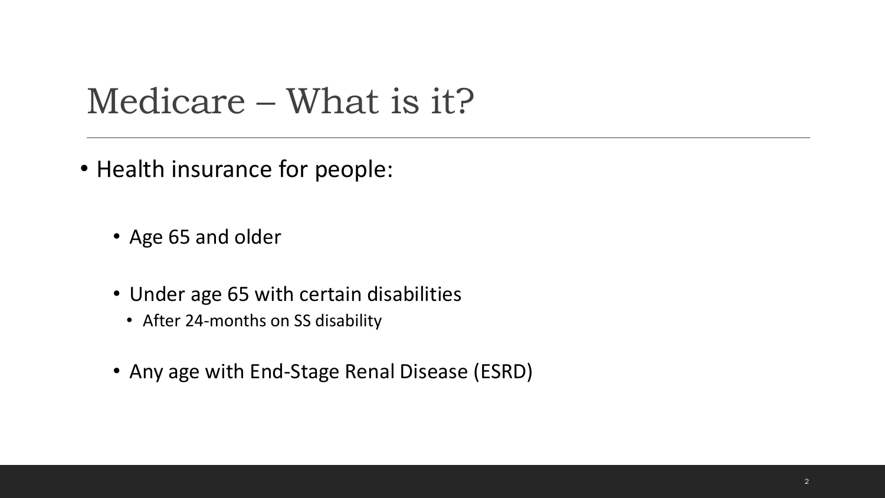# Medicare – What is it?

- Health insurance for people:
  - Age 65 and older
  - Under age 65 with certain disabilities
    - After 24-months on SS disability
  - Any age with End-Stage Renal Disease (ESRD)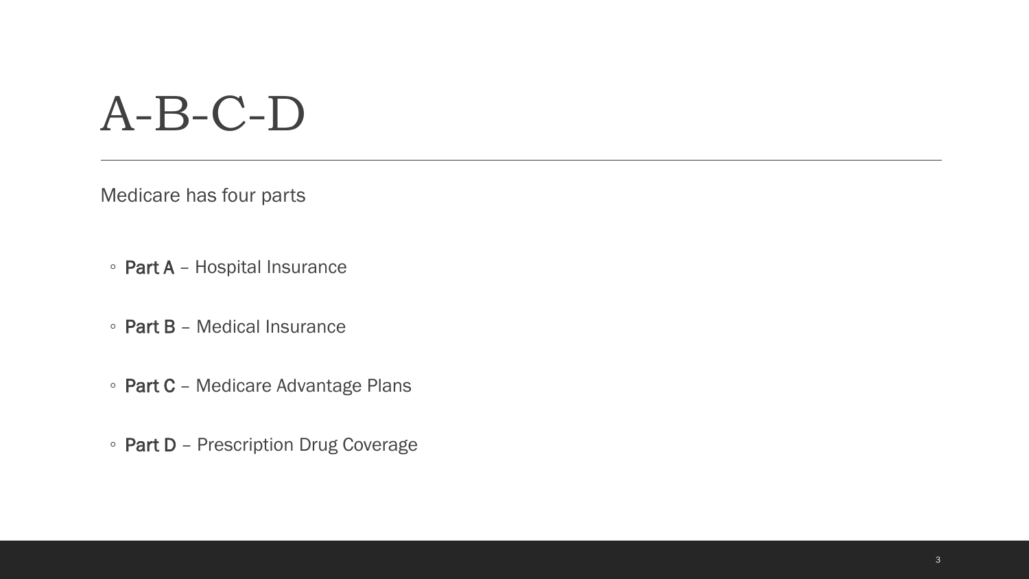# A-B-C-D

Medicare has four parts

- **Part A** – Hospital Insurance
- **Part B** – Medical Insurance
- **Part C** – Medicare Advantage Plans
- **Part D** – Prescription Drug Coverage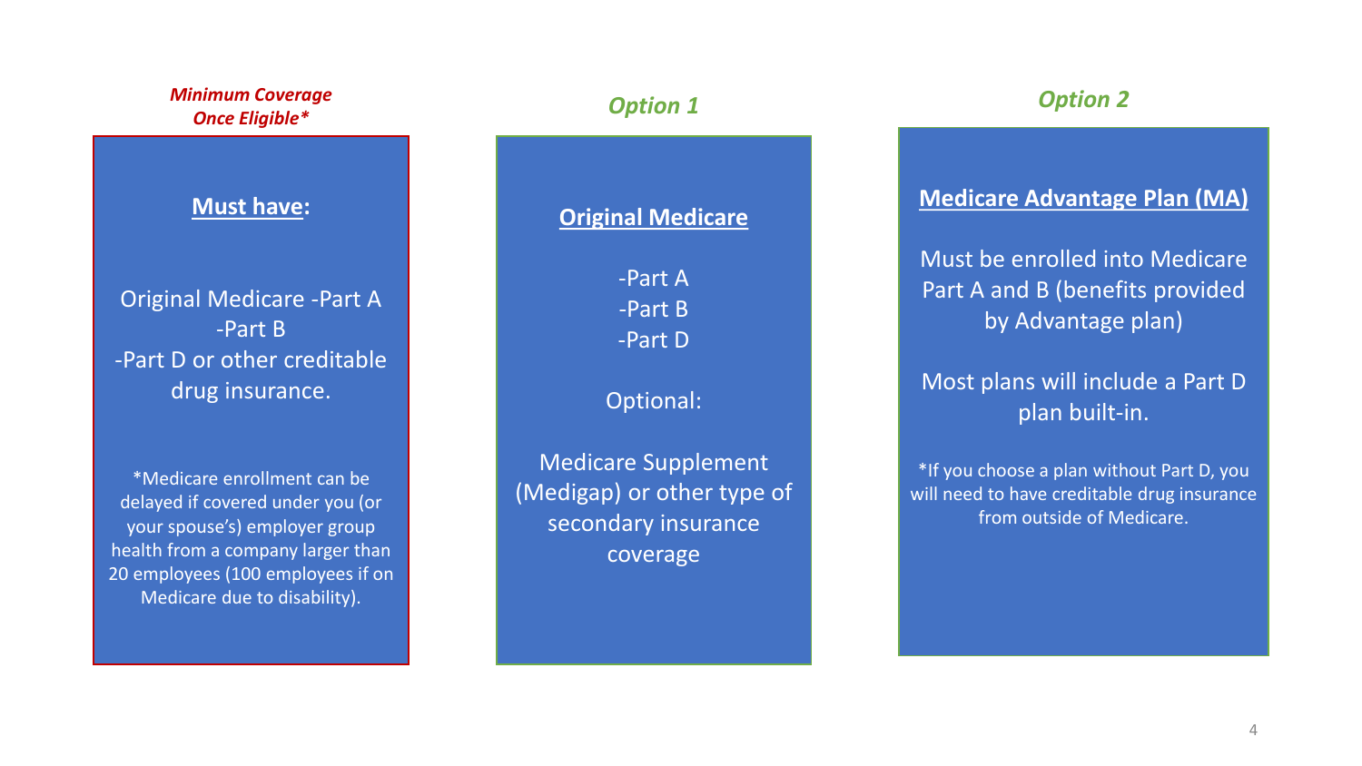***Minimum Coverage Once Eligible****

**Must have:**

Original Medicare -Part A
-Part B
-Part D or other creditable drug insurance.

*Medicare enrollment can be delayed if covered under you (or your spouse's) employer group health from a company larger than 20 employees (100 employees if on Medicare due to disability).

***Option 1***

**Original Medicare**

-Part A
-Part B
-Part D

Optional:

Medicare Supplement (Medigap) or other type of secondary insurance coverage

***Option 2***

**Medicare Advantage Plan (MA)**

Must be enrolled into Medicare Part A and B (benefits provided by Advantage plan)

Most plans will include a Part D plan built-in.

*If you choose a plan without Part D, you will need to have creditable drug insurance from outside of Medicare.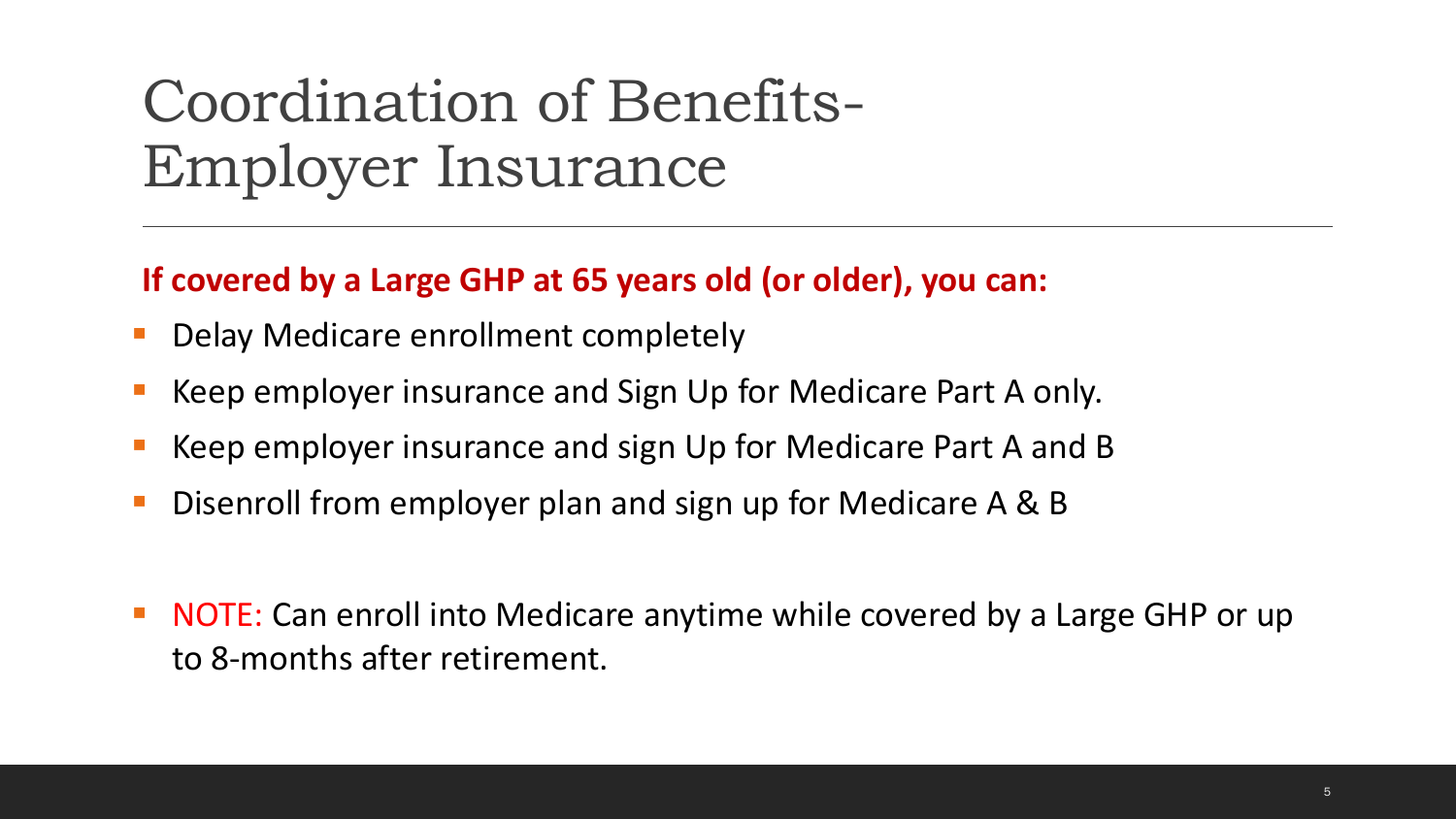# Coordination of Benefits-Employer Insurance

**If covered by a Large GHP at 65 years old (or older), you can:**

- Delay Medicare enrollment completely
- Keep employer insurance and Sign Up for Medicare Part A only.
- Keep employer insurance and sign Up for Medicare Part A and B
- Disenroll from employer plan and sign up for Medicare A & B

- NOTE: Can enroll into Medicare anytime while covered by a Large GHP or up to 8-months after retirement.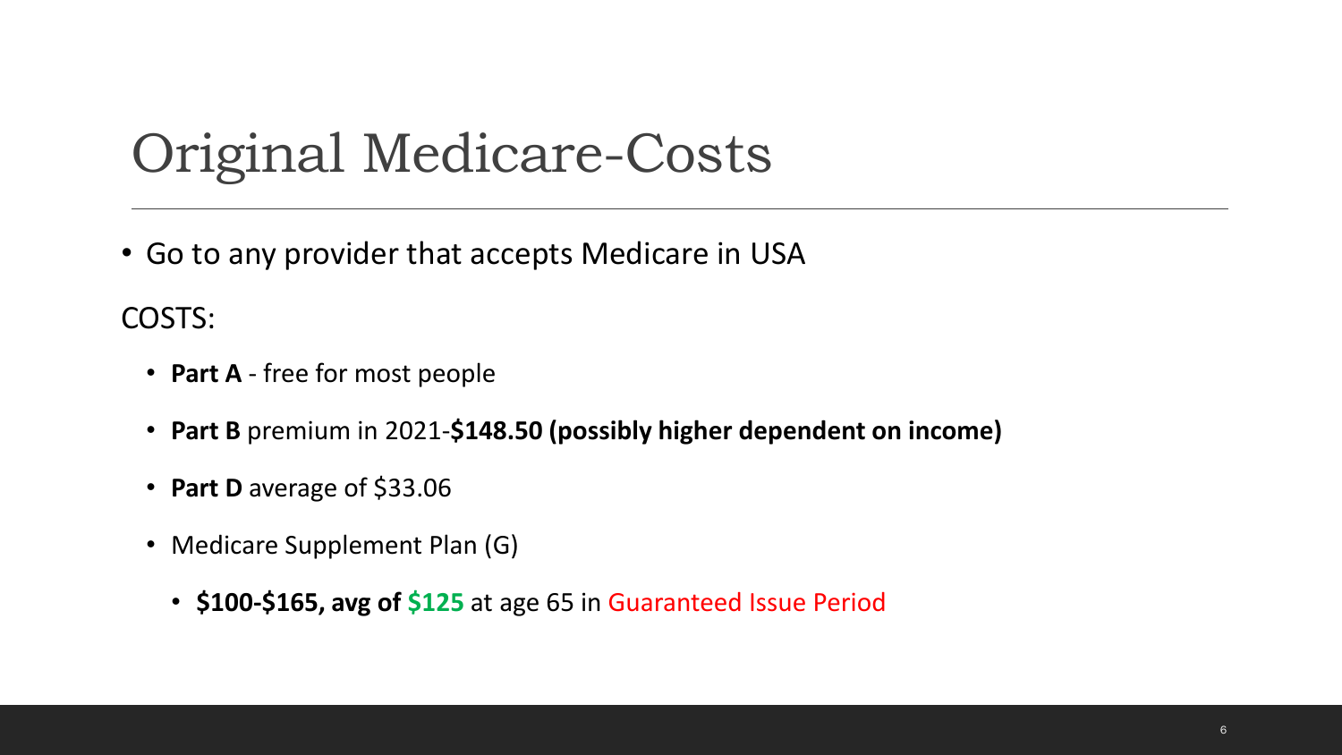# Original Medicare-Costs

- Go to any provider that accepts Medicare in USA

COSTS:

- **Part A** - free for most people
- **Part B** premium in 2021-**$148.50 (possibly higher dependent on income)**
- **Part D** average of $33.06
- Medicare Supplement Plan (G)
  - **$100-$165, avg of $125** at age 65 in Guaranteed Issue Period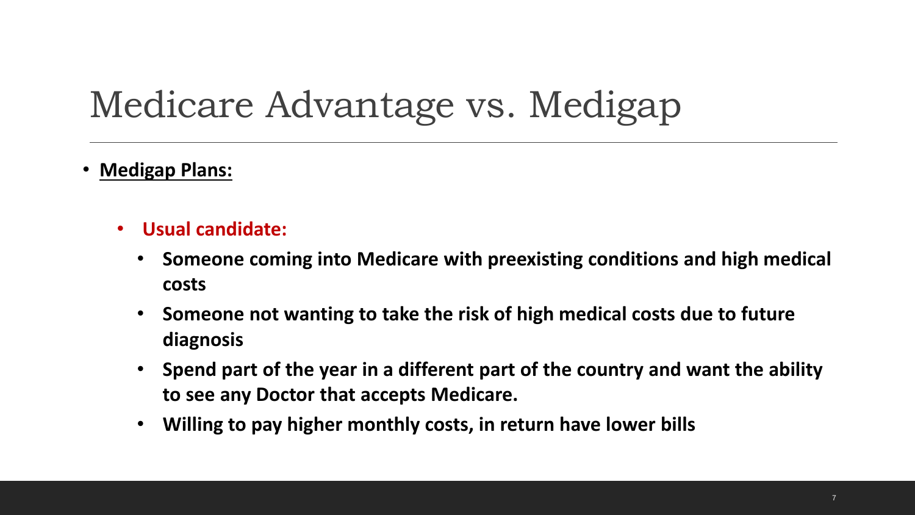# Medicare Advantage vs. Medigap

- **Medigap Plans:**
  - **Usual candidate:**
    - **Someone coming into Medicare with preexisting conditions and high medical costs**
    - **Someone not wanting to take the risk of high medical costs due to future diagnosis**
    - **Spend part of the year in a different part of the country and want the ability to see any Doctor that accepts Medicare.**
    - **Willing to pay higher monthly costs, in return have lower bills**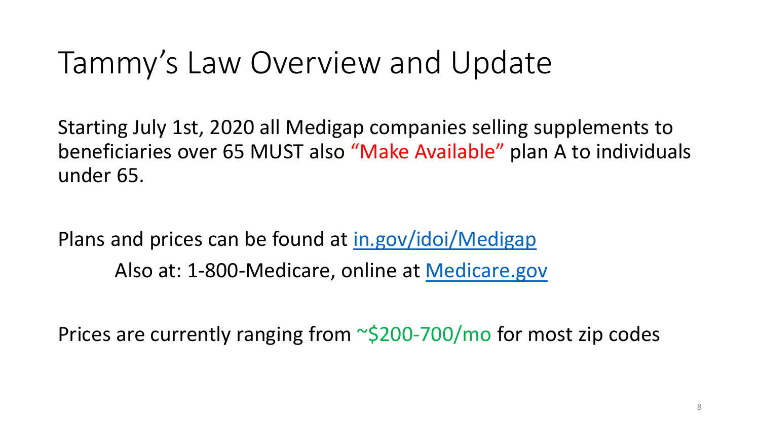# Tammy’s Law Overview and Update

Starting July 1st, 2020 all Medigap companies selling supplements to beneficiaries over 65 MUST also “Make Available” plan A to individuals under 65.

Plans and prices can be found at in.gov/idoi/Medigap

Also at: 1-800-Medicare, online at Medicare.gov

Prices are currently ranging from ~$200-700/mo for most zip codes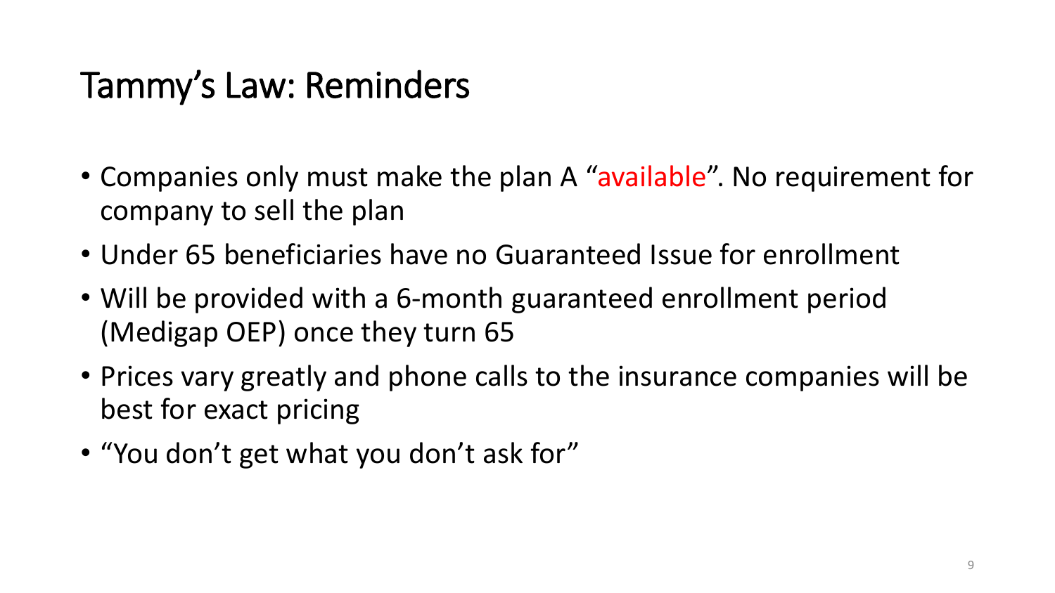# Tammy's Law: Reminders

- Companies only must make the plan A "available". No requirement for company to sell the plan
- Under 65 beneficiaries have no Guaranteed Issue for enrollment
- Will be provided with a 6-month guaranteed enrollment period (Medigap OEP) once they turn 65
- Prices vary greatly and phone calls to the insurance companies will be best for exact pricing
- "You don't get what you don't ask for"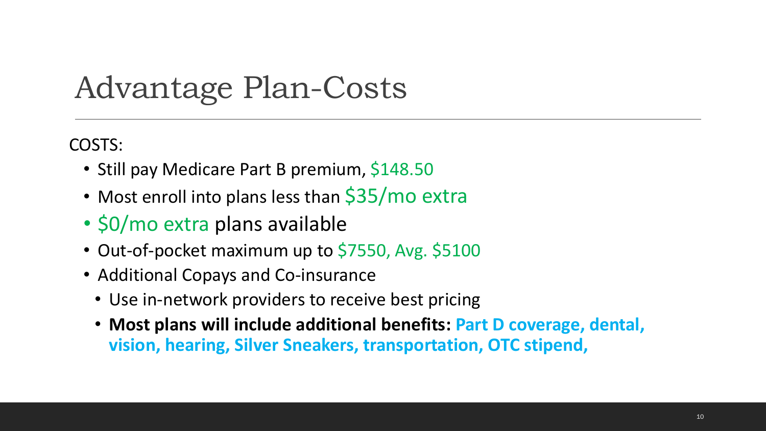# Advantage Plan-Costs

COSTS:

- Still pay Medicare Part B premium, $148.50
- Most enroll into plans less than $35/mo extra
- $0/mo extra plans available
- Out-of-pocket maximum up to $7550, Avg. $5100
- Additional Copays and Co-insurance
  - Use in-network providers to receive best pricing
  - **Most plans will include additional benefits: Part D coverage, dental, vision, hearing, Silver Sneakers, transportation, OTC stipend,**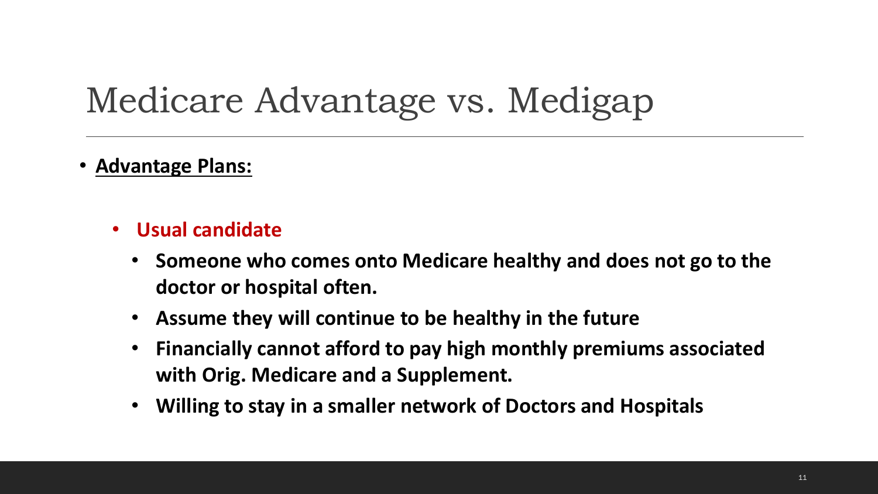# Medicare Advantage vs. Medigap

- **Advantage Plans:**
  - **Usual candidate**
    - **Someone who comes onto Medicare healthy and does not go to the doctor or hospital often.**
    - **Assume they will continue to be healthy in the future**
    - **Financially cannot afford to pay high monthly premiums associated with Orig. Medicare and a Supplement.**
    - **Willing to stay in a smaller network of Doctors and Hospitals**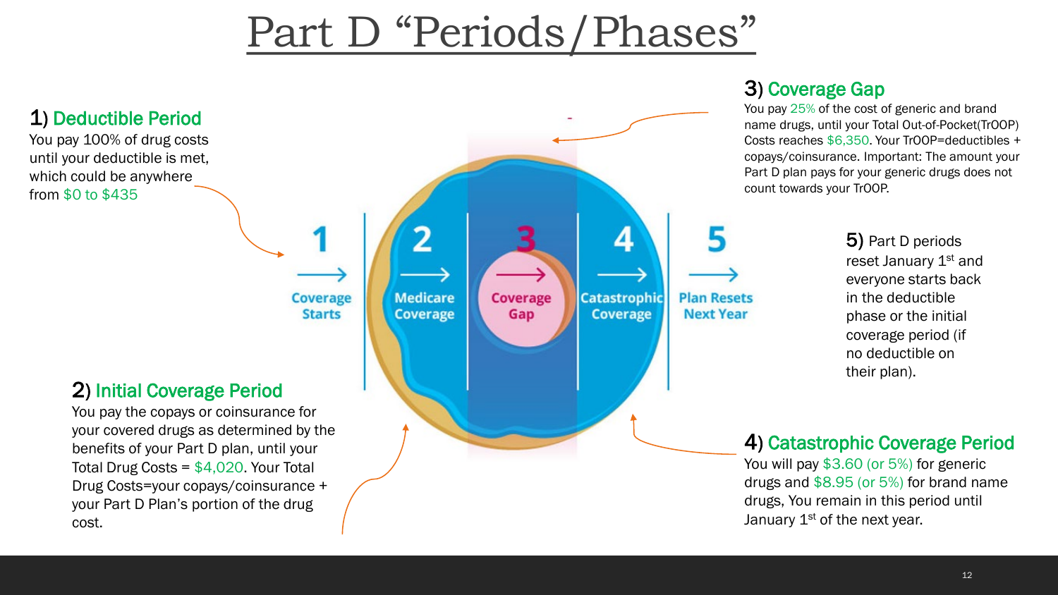# Part D "Periods/Phases"

1 Coverage Starts → 2 Medicare Coverage → 3 Coverage Gap → 4 Catastrophic Coverage → 5 Plan Resets Next Year

## 1) Deductible Period

You pay 100% of drug costs until your deductible is met, which could be anywhere from $0 to $435

## 2) Initial Coverage Period

You pay the copays or coinsurance for your covered drugs as determined by the benefits of your Part D plan, until your Total Drug Costs = $4,020. Your Total Drug Costs=your copays/coinsurance + your Part D Plan's portion of the drug cost.

## 3) Coverage Gap

You pay 25% of the cost of generic and brand name drugs, until your Total Out-of-Pocket(TrOOP) Costs reaches $6,350. Your TrOOP=deductibles + copays/coinsurance. Important: The amount your Part D plan pays for your generic drugs does not count towards your TrOOP.

## 4) Catastrophic Coverage Period

You will pay $3.60 (or 5%) for generic drugs and $8.95 (or 5%) for brand name drugs, You remain in this period until January 1st of the next year.

**5)** Part D periods reset January 1st and everyone starts back in the deductible phase or the initial coverage period (if no deductible on their plan).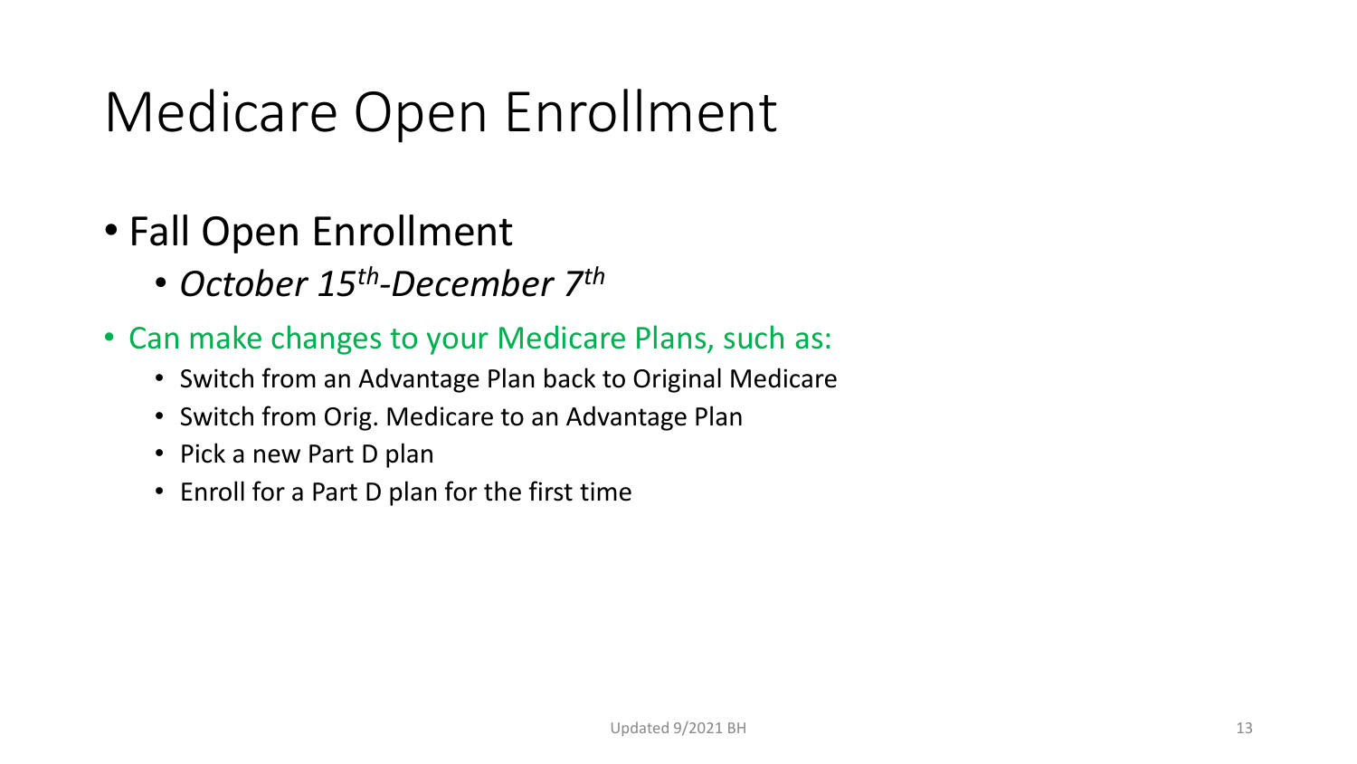# Medicare Open Enrollment

- Fall Open Enrollment
  - *October 15th-December 7th*
- Can make changes to your Medicare Plans, such as:
  - Switch from an Advantage Plan back to Original Medicare
  - Switch from Orig. Medicare to an Advantage Plan
  - Pick a new Part D plan
  - Enroll for a Part D plan for the first time

Updated 9/2021 BH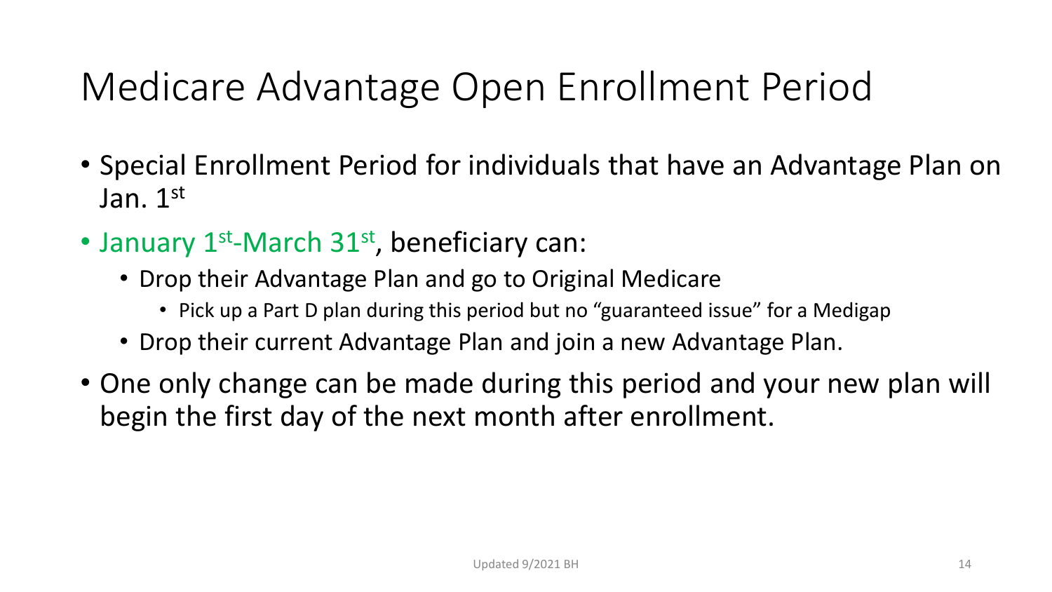# Medicare Advantage Open Enrollment Period

- Special Enrollment Period for individuals that have an Advantage Plan on Jan. 1st
- January 1st-March 31st, beneficiary can:
  - Drop their Advantage Plan and go to Original Medicare
    - Pick up a Part D plan during this period but no "guaranteed issue" for a Medigap
  - Drop their current Advantage Plan and join a new Advantage Plan.
- One only change can be made during this period and your new plan will begin the first day of the next month after enrollment.

Updated 9/2021 BH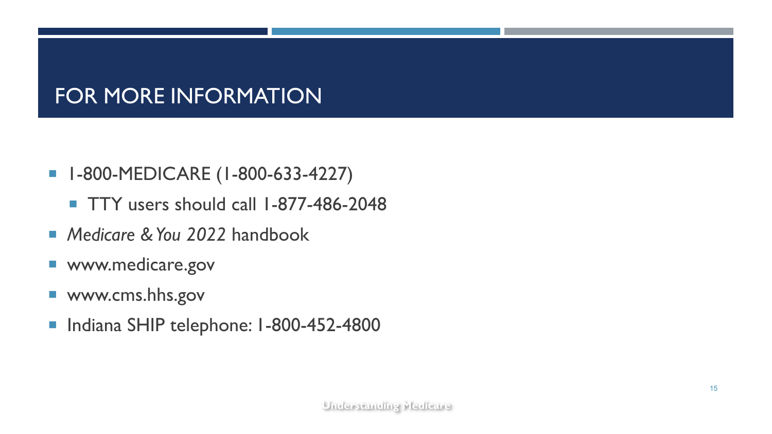# FOR MORE INFORMATION

- 1-800-MEDICARE (1-800-633-4227)
  - TTY users should call 1-877-486-2048
- *Medicare & You 2022* handbook
- www.medicare.gov
- www.cms.hhs.gov
- Indiana SHIP telephone: 1-800-452-4800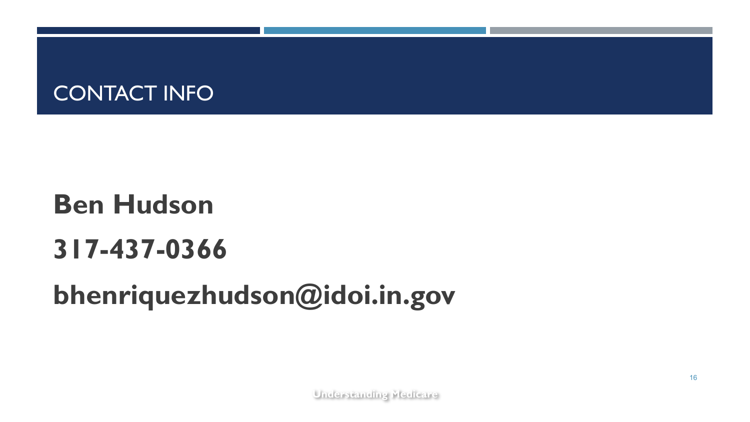# CONTACT INFO

**Ben Hudson**

**317-437-0366**

**bhenriquezhudson@idoi.in.gov**